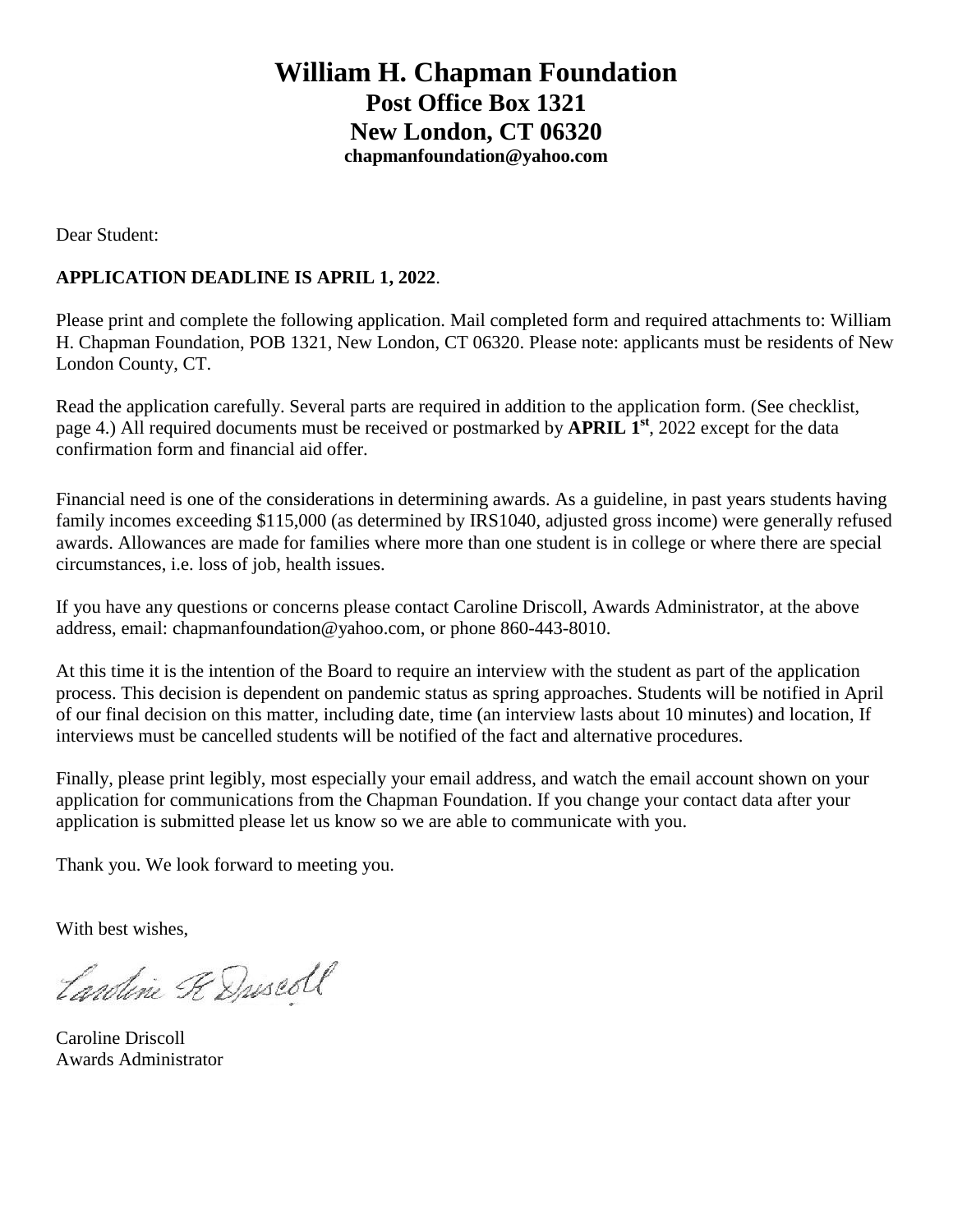# William H. Chapman Foundation

## Post Office Box 1321

## New London, CT 06320

**chapmanfoundation@yahoo.com**

Dear Student:

**APPLICATION DEADLINE IS APRIL 1, 2022**.

Please print and complete the following application. Mail completed form and required attachments to: William H. Chapman Foundation, POB 1321, New London, CT 06320. Please note: applicants must be residents of New London County, CT.

Read the application carefully. Several parts are required in addition to the application form. (See checklist, page 4.) All required documents must be received or postmarked by **APRIL 1st**, 2022 except for the data confirmation form and financial aid offer.

Financial need is one of the considerations in determining awards. As a guideline, in past years students having family incomes exceeding $115,000 (as determined by IRS1040, adjusted gross income) were generally refused awards. Allowances are made for families where more than one student is in college or where there are special circumstances, i.e. loss of job, health issues.

If you have any questions or concerns please contact Caroline Driscoll, Awards Administrator, at the above address, email: chapmanfoundation@yahoo.com, or phone 860-443-8010.

At this time it is the intention of the Board to require an interview with the student as part of the application process. This decision is dependent on pandemic status as spring approaches. Students will be notified in April of our final decision on this matter, including date, time (an interview lasts about 10 minutes) and location, If interviews must be cancelled students will be notified of the fact and alternative procedures.

Finally, please print legibly, most especially your email address, and watch the email account shown on your application for communications from the Chapman Foundation. If you change your contact data after your application is submitted please let us know so we are able to communicate with you.

Thank you. We look forward to meeting you.

With best wishes,

Caroline R Driscoll

Caroline Driscoll
Awards Administrator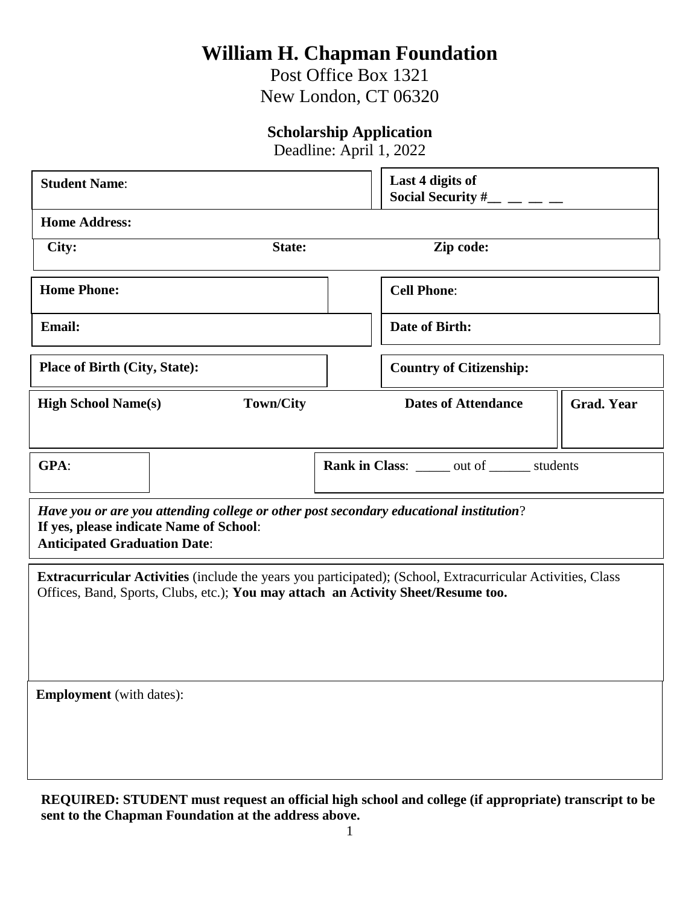# William H. Chapman Foundation

Post Office Box 1321
New London, CT 06320

## Scholarship Application

Deadline: April 1, 2022

| **Student Name**: | **Last 4 digits of Social Security #__ __ __ __** |
|---|---|

**Home Address:**

| **City:** | **State:** | **Zip code:** |
|---|---|---|

| **Home Phone:** | **Cell Phone**: |
|---|---|
| **Email:** | **Date of Birth:** |
| **Place of Birth (City, State):** | **Country of Citizenship:** |

| **High School Name(s)** | **Town/City** | **Dates of Attendance** | **Grad. Year** |
|---|---|---|---|
| | | | |

| **GPA**: | | **Rank in Class**: _____ out of ______ students |
|---|---|---|

*Have you or are you attending college or other post secondary educational institution*?
**If yes, please indicate Name of School**:
**Anticipated Graduation Date**:

**Extracurricular Activities** (include the years you participated); (School, Extracurricular Activities, Class Offices, Band, Sports, Clubs, etc.); **You may attach an Activity Sheet/Resume too.**

**Employment** (with dates):

**REQUIRED: STUDENT must request an official high school and college (if appropriate) transcript to be sent to the Chapman Foundation at the address above.**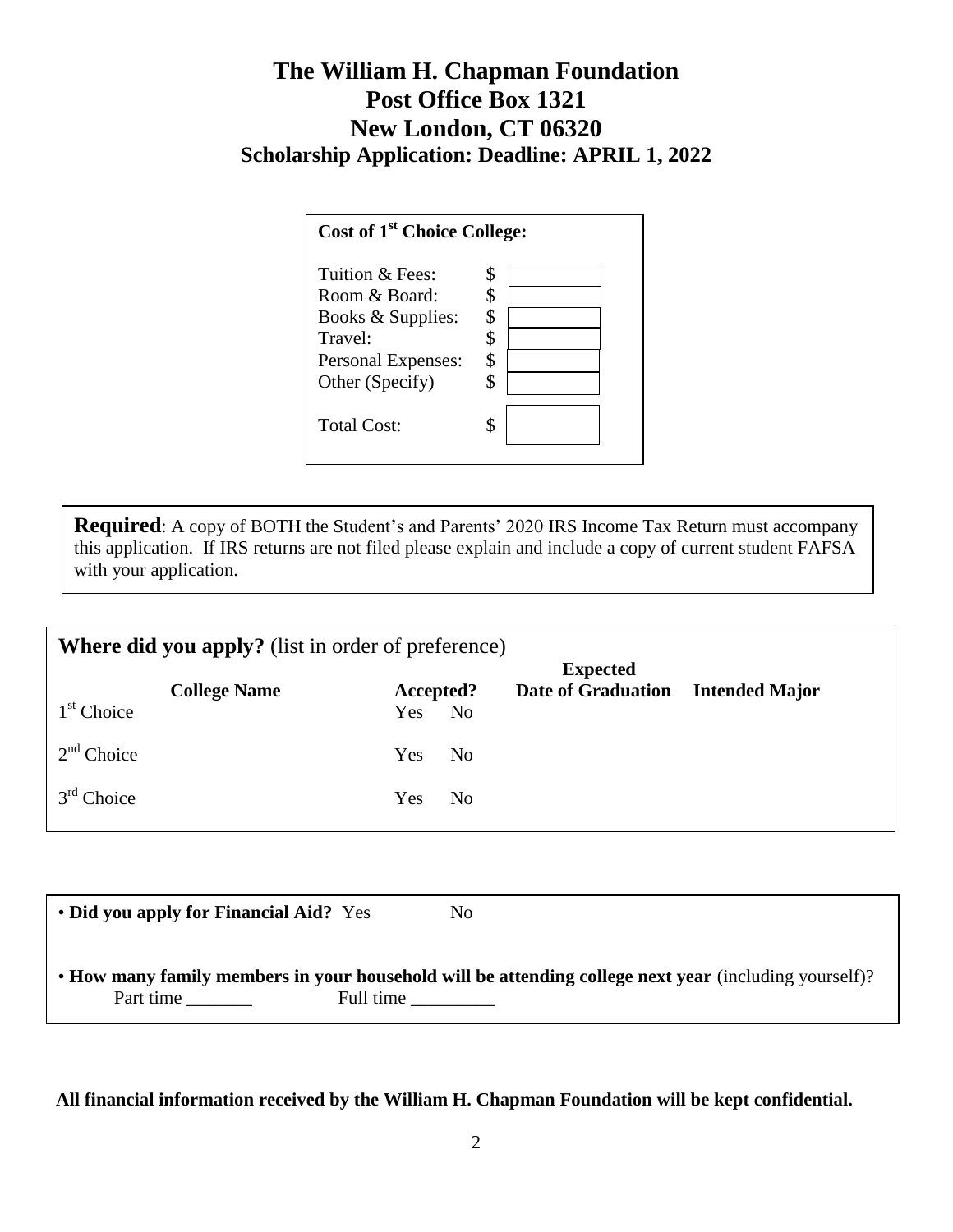# The William H. Chapman Foundation
# Post Office Box 1321
# New London, CT 06320
## Scholarship Application: Deadline: APRIL 1, 2022

**Cost of 1st Choice College:**

| | |
|---|---|
| Tuition & Fees: | $ |
| Room & Board: | $ |
| Books & Supplies: | $ |
| Travel: | $ |
| Personal Expenses: | $ |
| Other (Specify) | $ |
| Total Cost: | $ |

**Required**: A copy of BOTH the Student's and Parents' 2020 IRS Income Tax Return must accompany this application. If IRS returns are not filed please explain and include a copy of current student FAFSA with your application.

**Where did you apply?** (list in order of preference)

| | College Name | Accepted? | Expected Date of Graduation | Intended Major |
|---|---|---|---|---|
| 1st Choice | | Yes No | | |
| 2nd Choice | | Yes No | | |
| 3rd Choice | | Yes No | | |

• **Did you apply for Financial Aid?** Yes No

• **How many family members in your household will be attending college next year** (including yourself)?
Part time _______ Full time _________

**All financial information received by the William H. Chapman Foundation will be kept confidential.**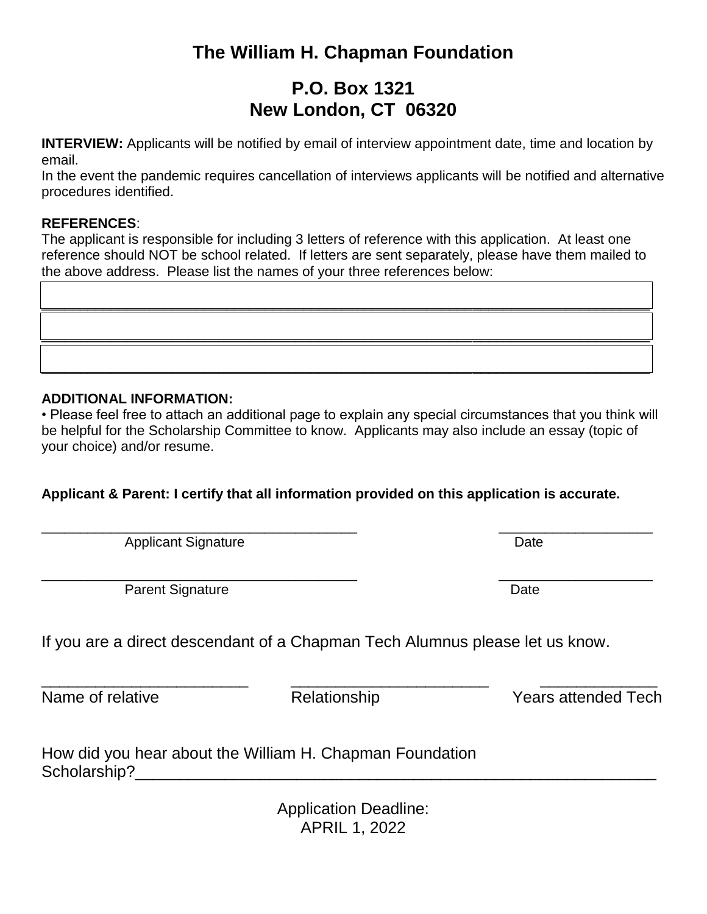# The William H. Chapman Foundation

## P.O. Box 1321
## New London, CT 06320

**INTERVIEW:** Applicants will be notified by email of interview appointment date, time and location by email.
In the event the pandemic requires cancellation of interviews applicants will be notified and alternative procedures identified.

**REFERENCES**:
The applicant is responsible for including 3 letters of reference with this application. At least one reference should NOT be school related. If letters are sent separately, please have them mailed to the above address. Please list the names of your three references below:

\_\_\_\_\_\_\_\_\_\_\_\_\_\_\_\_\_\_\_\_\_\_\_\_\_\_\_\_\_\_\_\_\_\_\_\_\_\_\_\_\_\_\_\_\_\_\_\_\_\_\_\_\_\_\_\_

\_\_\_\_\_\_\_\_\_\_\_\_\_\_\_\_\_\_\_\_\_\_\_\_\_\_\_\_\_\_\_\_\_\_\_\_\_\_\_\_\_\_\_\_\_\_\_\_\_\_\_\_\_\_\_\_

\_\_\_\_\_\_\_\_\_\_\_\_\_\_\_\_\_\_\_\_\_\_\_\_\_\_\_\_\_\_\_\_\_\_\_\_\_\_\_\_\_\_\_\_\_\_\_\_\_\_\_\_\_\_\_\_

**ADDITIONAL INFORMATION:**
- Please feel free to attach an additional page to explain any special circumstances that you think will be helpful for the Scholarship Committee to know. Applicants may also include an essay (topic of your choice) and/or resume.

**Applicant & Parent: I certify that all information provided on this application is accurate.**

\_\_\_\_\_\_\_\_\_\_\_\_\_\_\_\_\_\_\_\_\_\_\_\_\_\_\_\_\_\_\_\_\_\_\_\_\_\_\_\_ \_\_\_\_\_\_\_\_\_\_\_\_\_\_\_\_\_\_\_\_
Applicant Signature Date

\_\_\_\_\_\_\_\_\_\_\_\_\_\_\_\_\_\_\_\_\_\_\_\_\_\_\_\_\_\_\_\_\_\_\_\_\_\_\_\_ \_\_\_\_\_\_\_\_\_\_\_\_\_\_\_\_\_\_\_\_
Parent Signature Date

If you are a direct descendant of a Chapman Tech Alumnus please let us know.

\_\_\_\_\_\_\_\_\_\_\_\_\_\_\_\_\_\_\_\_\_\_\_\_ \_\_\_\_\_\_\_\_\_\_\_\_\_\_\_\_\_\_\_\_\_\_\_ \_\_\_\_\_\_\_\_\_\_\_\_\_
Name of relative Relationship Years attended Tech

How did you hear about the William H. Chapman Foundation Scholarship?\_\_\_\_\_\_\_\_\_\_\_\_\_\_\_\_\_\_\_\_\_\_\_\_\_\_\_\_\_\_\_\_\_\_\_\_\_\_\_\_\_\_\_\_\_\_\_\_\_\_\_\_\_\_\_\_\_\_\_\_\_

Application Deadline:
APRIL 1, 2022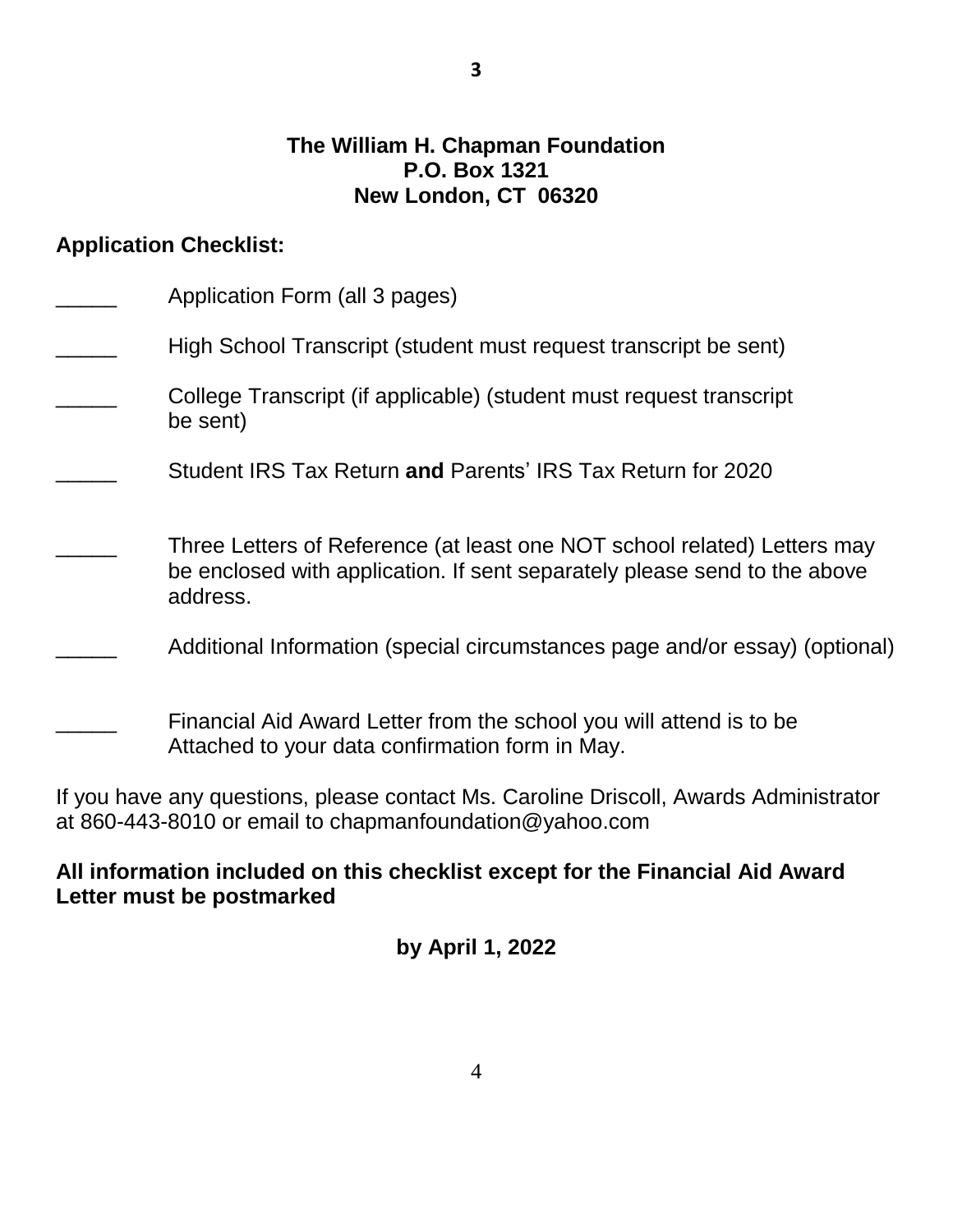**The William H. Chapman Foundation**
**P.O. Box 1321**
**New London, CT 06320**

## Application Checklist:

- _____ Application Form (all 3 pages)
- _____ High School Transcript (student must request transcript be sent)
- _____ College Transcript (if applicable) (student must request transcript be sent)
- _____ Student IRS Tax Return **and** Parents' IRS Tax Return for 2020
- _____ Three Letters of Reference (at least one NOT school related) Letters may be enclosed with application. If sent separately please send to the above address.
- _____ Additional Information (special circumstances page and/or essay) (optional)
- _____ Financial Aid Award Letter from the school you will attend is to be Attached to your data confirmation form in May.

If you have any questions, please contact Ms. Caroline Driscoll, Awards Administrator at 860-443-8010 or email to chapmanfoundation@yahoo.com

**All information included on this checklist except for the Financial Aid Award Letter must be postmarked**

**by April 1, 2022**